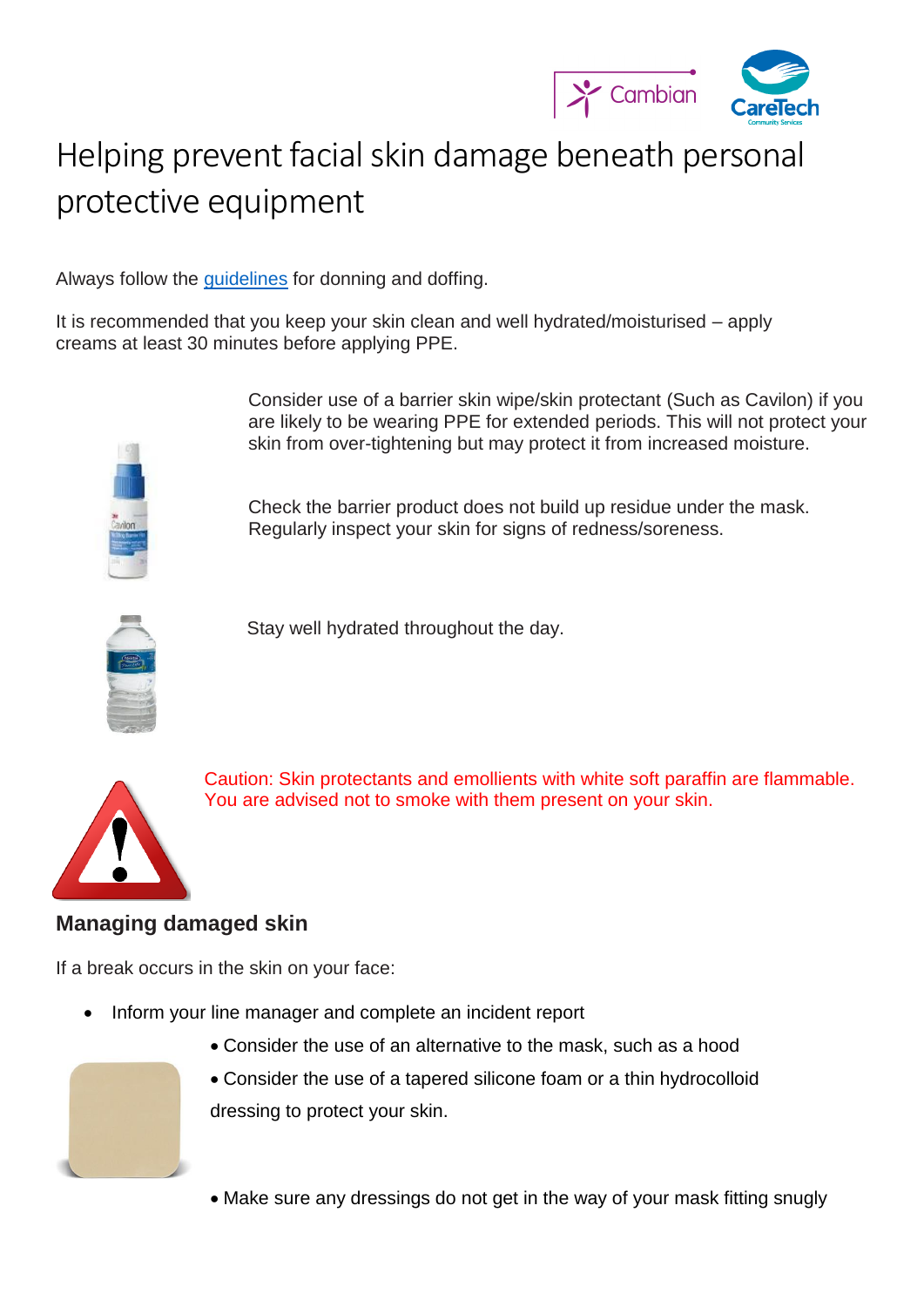# Helping prevent facial skin damage beneath personal protective equipment

Always follow the [guidelines](guidelines) for donning and doffing.

It is recommended that you keep your skin clean and well hydrated/moisturised – apply creams at least 30 minutes before applying PPE.

Consider use of a barrier skin wipe/skin protectant (Such as Cavilon) if you are likely to be wearing PPE for extended periods. This will not protect your skin from over-tightening but may protect it from increased moisture.

Check the barrier product does not build up residue under the mask. Regularly inspect your skin for signs of redness/soreness.

Stay well hydrated throughout the day.

Caution: Skin protectants and emollients with white soft paraffin are flammable. You are advised not to smoke with them present on your skin.

## Managing damaged skin

If a break occurs in the skin on your face:

- Inform your line manager and complete an incident report
- Consider the use of an alternative to the mask, such as a hood
- Consider the use of a tapered silicone foam or a thin hydrocolloid dressing to protect your skin.
- Make sure any dressings do not get in the way of your mask fitting snugly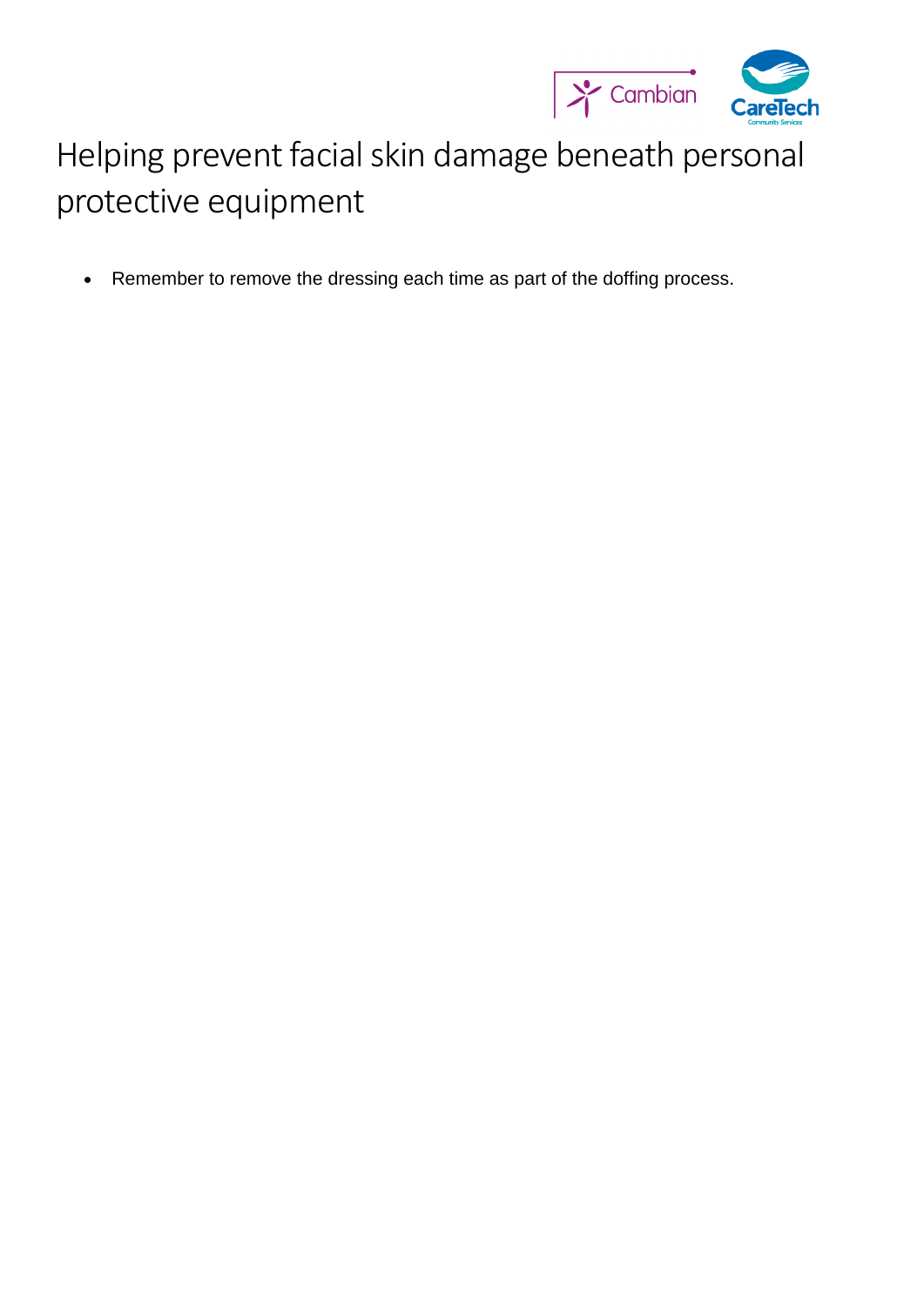# Helping prevent facial skin damage beneath personal protective equipment

- Remember to remove the dressing each time as part of the doffing process.